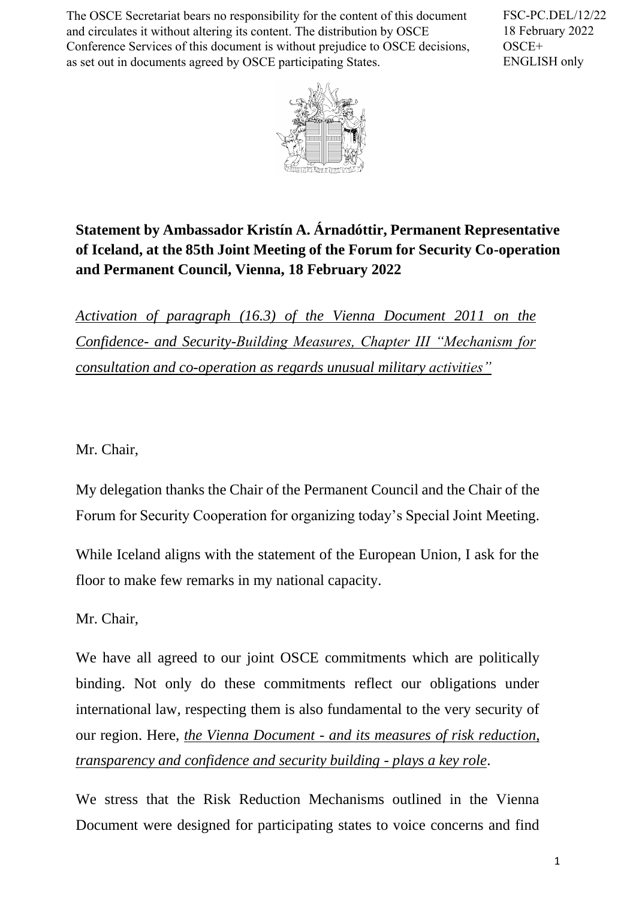The OSCE Secretariat bears no responsibility for the content of this document and circulates it without altering its content. The distribution by OSCE Conference Services of this document is without prejudice to OSCE decisions, as set out in documents agreed by OSCE participating States.

FSC-PC.DEL/12/22
18 February 2022
OSCE+
ENGLISH only

**Statement by Ambassador Kristín A. Árnadóttir, Permanent Representative of Iceland, at the 85th Joint Meeting of the Forum for Security Co-operation and Permanent Council, Vienna, 18 February 2022**

*Activation of paragraph (16.3) of the Vienna Document 2011 on the Confidence- and Security-Building Measures, Chapter III "Mechanism for consultation and co-operation as regards unusual military activities"*

Mr. Chair,

My delegation thanks the Chair of the Permanent Council and the Chair of the Forum for Security Cooperation for organizing today's Special Joint Meeting.

While Iceland aligns with the statement of the European Union, I ask for the floor to make few remarks in my national capacity.

Mr. Chair,

We have all agreed to our joint OSCE commitments which are politically binding. Not only do these commitments reflect our obligations under international law, respecting them is also fundamental to the very security of our region. Here, *the Vienna Document - and its measures of risk reduction, transparency and confidence and security building - plays a key role*.

We stress that the Risk Reduction Mechanisms outlined in the Vienna Document were designed for participating states to voice concerns and find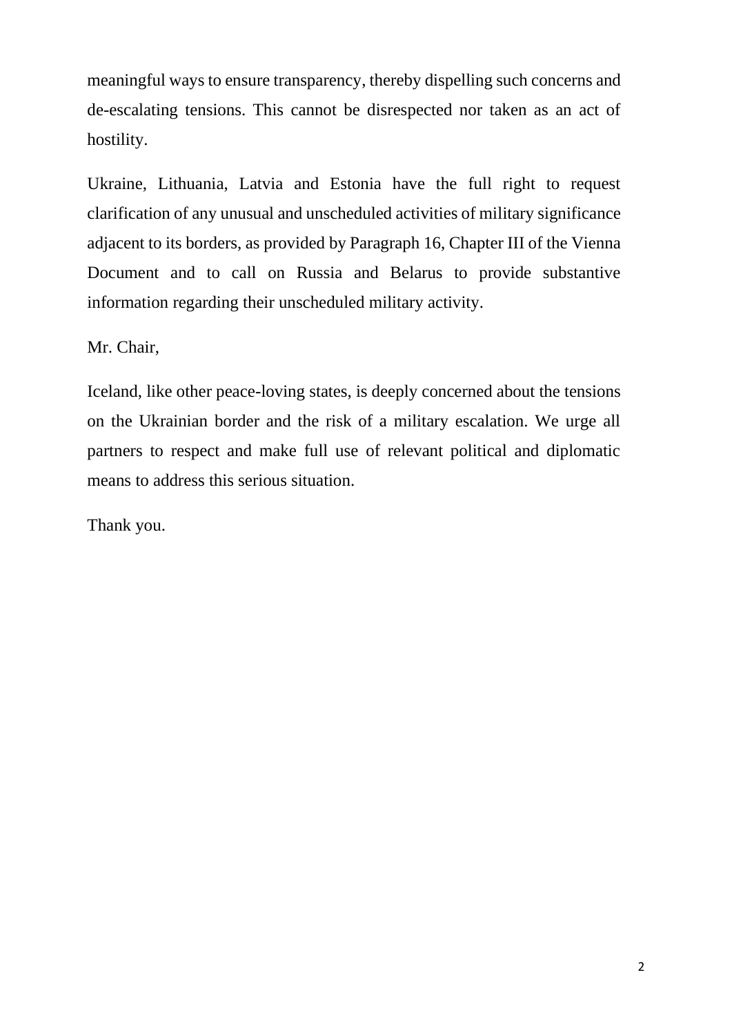meaningful ways to ensure transparency, thereby dispelling such concerns and de-escalating tensions. This cannot be disrespected nor taken as an act of hostility.

Ukraine, Lithuania, Latvia and Estonia have the full right to request clarification of any unusual and unscheduled activities of military significance adjacent to its borders, as provided by Paragraph 16, Chapter III of the Vienna Document and to call on Russia and Belarus to provide substantive information regarding their unscheduled military activity.

Mr. Chair,

Iceland, like other peace-loving states, is deeply concerned about the tensions on the Ukrainian border and the risk of a military escalation. We urge all partners to respect and make full use of relevant political and diplomatic means to address this serious situation.

Thank you.